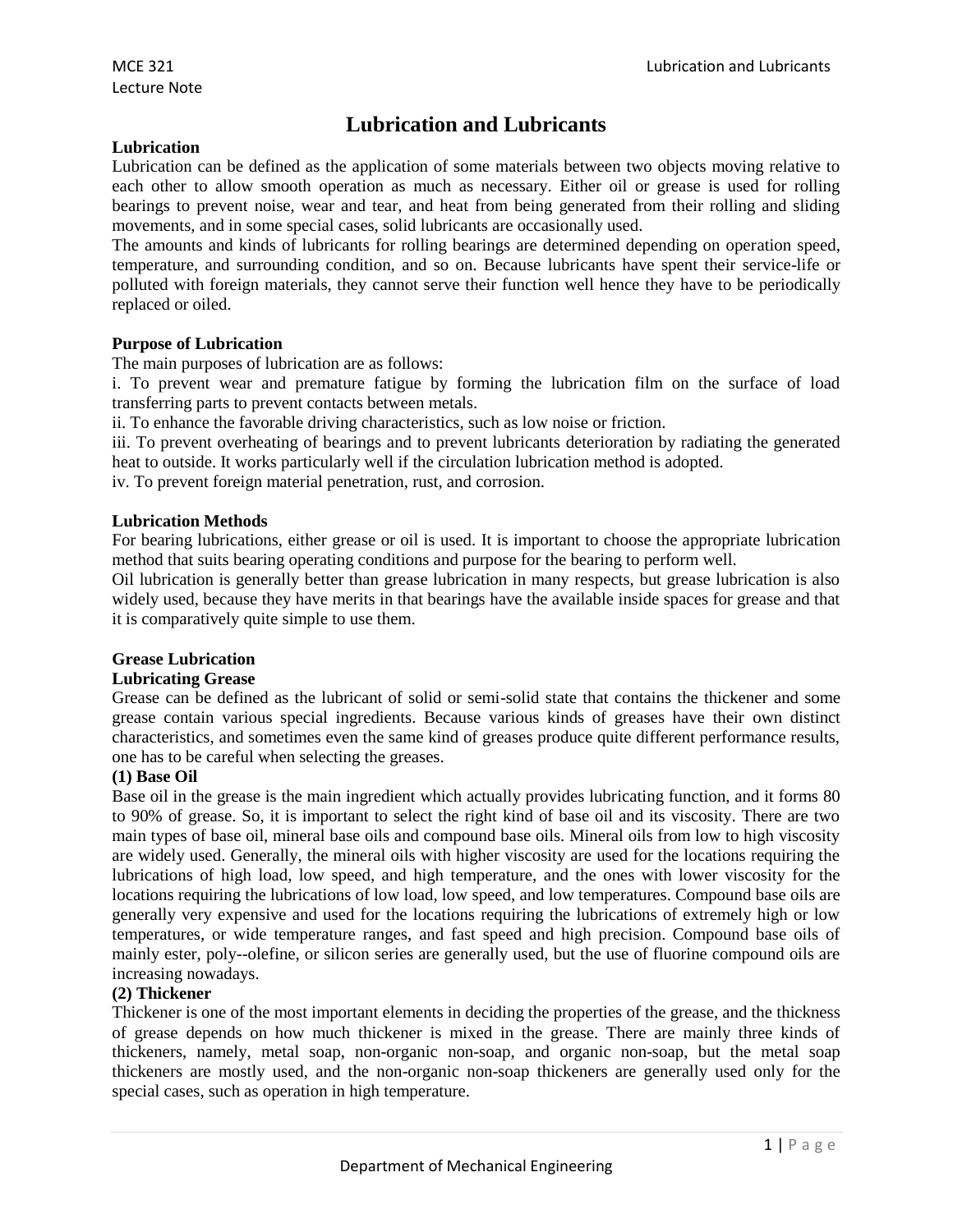# Lubrication and Lubricants

**Lubrication**

Lubrication can be defined as the application of some materials between two objects moving relative to each other to allow smooth operation as much as necessary. Either oil or grease is used for rolling bearings to prevent noise, wear and tear, and heat from being generated from their rolling and sliding movements, and in some special cases, solid lubricants are occasionally used.

The amounts and kinds of lubricants for rolling bearings are determined depending on operation speed, temperature, and surrounding condition, and so on. Because lubricants have spent their service-life or polluted with foreign materials, they cannot serve their function well hence they have to be periodically replaced or oiled.

**Purpose of Lubrication**

The main purposes of lubrication are as follows:

i. To prevent wear and premature fatigue by forming the lubrication film on the surface of load transferring parts to prevent contacts between metals.

ii. To enhance the favorable driving characteristics, such as low noise or friction.

iii. To prevent overheating of bearings and to prevent lubricants deterioration by radiating the generated heat to outside. It works particularly well if the circulation lubrication method is adopted.

iv. To prevent foreign material penetration, rust, and corrosion.

**Lubrication Methods**

For bearing lubrications, either grease or oil is used. It is important to choose the appropriate lubrication method that suits bearing operating conditions and purpose for the bearing to perform well.

Oil lubrication is generally better than grease lubrication in many respects, but grease lubrication is also widely used, because they have merits in that bearings have the available inside spaces for grease and that it is comparatively quite simple to use them.

**Grease Lubrication**

**Lubricating Grease**

Grease can be defined as the lubricant of solid or semi-solid state that contains the thickener and some grease contain various special ingredients. Because various kinds of greases have their own distinct characteristics, and sometimes even the same kind of greases produce quite different performance results, one has to be careful when selecting the greases.

**(1) Base Oil**

Base oil in the grease is the main ingredient which actually provides lubricating function, and it forms 80 to 90% of grease. So, it is important to select the right kind of base oil and its viscosity. There are two main types of base oil, mineral base oils and compound base oils. Mineral oils from low to high viscosity are widely used. Generally, the mineral oils with higher viscosity are used for the locations requiring the lubrications of high load, low speed, and high temperature, and the ones with lower viscosity for the locations requiring the lubrications of low load, low speed, and low temperatures. Compound base oils are generally very expensive and used for the locations requiring the lubrications of extremely high or low temperatures, or wide temperature ranges, and fast speed and high precision. Compound base oils of mainly ester, poly--olefine, or silicon series are generally used, but the use of fluorine compound oils are increasing nowadays.

**(2) Thickener**

Thickener is one of the most important elements in deciding the properties of the grease, and the thickness of grease depends on how much thickener is mixed in the grease. There are mainly three kinds of thickeners, namely, metal soap, non-organic non-soap, and organic non-soap, but the metal soap thickeners are mostly used, and the non-organic non-soap thickeners are generally used only for the special cases, such as operation in high temperature.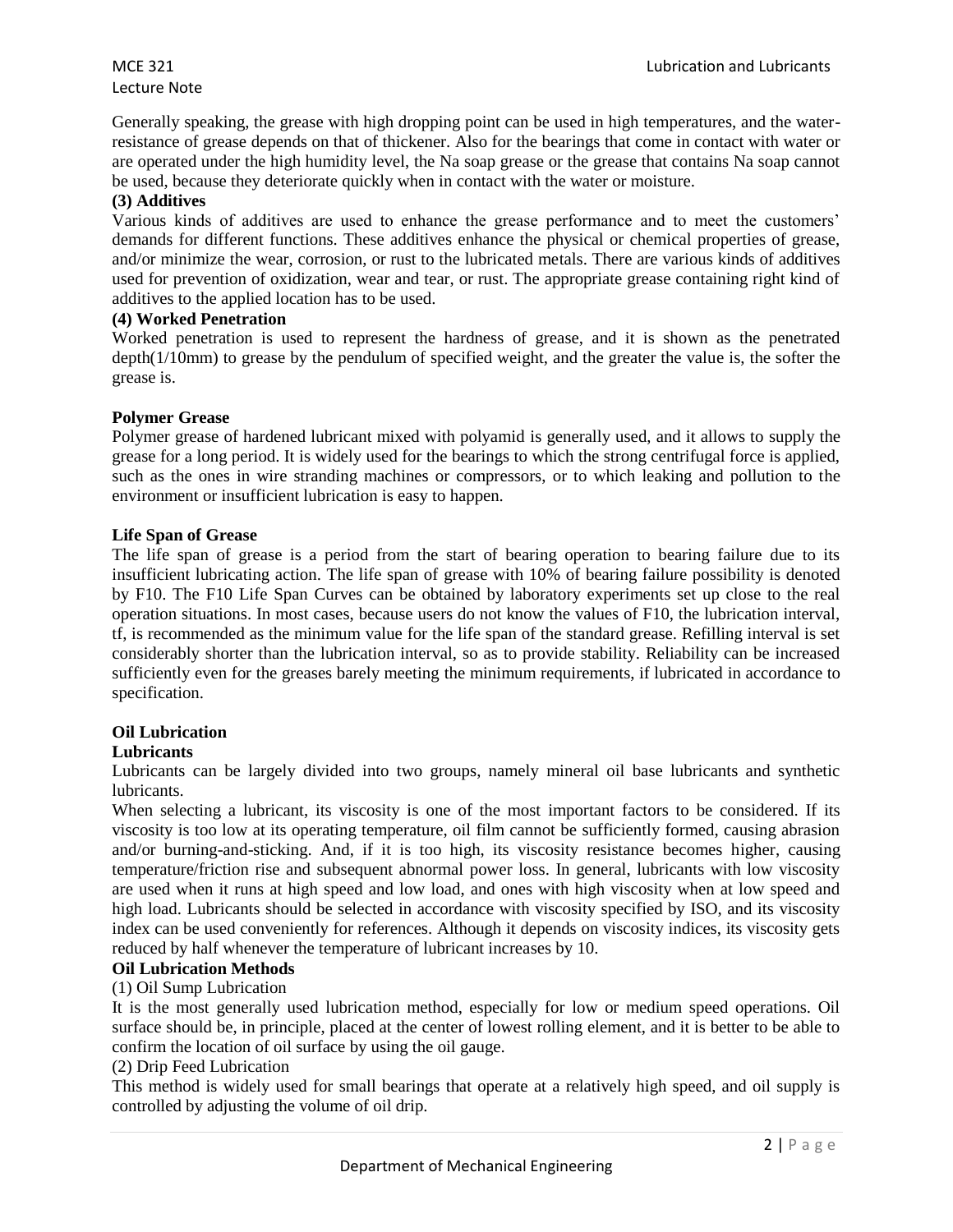Generally speaking, the grease with high dropping point can be used in high temperatures, and the water-resistance of grease depends on that of thickener. Also for the bearings that come in contact with water or are operated under the high humidity level, the Na soap grease or the grease that contains Na soap cannot be used, because they deteriorate quickly when in contact with the water or moisture.

**(3) Additives**

Various kinds of additives are used to enhance the grease performance and to meet the customers' demands for different functions. These additives enhance the physical or chemical properties of grease, and/or minimize the wear, corrosion, or rust to the lubricated metals. There are various kinds of additives used for prevention of oxidization, wear and tear, or rust. The appropriate grease containing right kind of additives to the applied location has to be used.

**(4) Worked Penetration**

Worked penetration is used to represent the hardness of grease, and it is shown as the penetrated depth(1/10mm) to grease by the pendulum of specified weight, and the greater the value is, the softer the grease is.

**Polymer Grease**

Polymer grease of hardened lubricant mixed with polyamid is generally used, and it allows to supply the grease for a long period. It is widely used for the bearings to which the strong centrifugal force is applied, such as the ones in wire stranding machines or compressors, or to which leaking and pollution to the environment or insufficient lubrication is easy to happen.

**Life Span of Grease**

The life span of grease is a period from the start of bearing operation to bearing failure due to its insufficient lubricating action. The life span of grease with 10% of bearing failure possibility is denoted by F10. The F10 Life Span Curves can be obtained by laboratory experiments set up close to the real operation situations. In most cases, because users do not know the values of F10, the lubrication interval, tf, is recommended as the minimum value for the life span of the standard grease. Refilling interval is set considerably shorter than the lubrication interval, so as to provide stability. Reliability can be increased sufficiently even for the greases barely meeting the minimum requirements, if lubricated in accordance to specification.

**Oil Lubrication**

**Lubricants**

Lubricants can be largely divided into two groups, namely mineral oil base lubricants and synthetic lubricants.

When selecting a lubricant, its viscosity is one of the most important factors to be considered. If its viscosity is too low at its operating temperature, oil film cannot be sufficiently formed, causing abrasion and/or burning-and-sticking. And, if it is too high, its viscosity resistance becomes higher, causing temperature/friction rise and subsequent abnormal power loss. In general, lubricants with low viscosity are used when it runs at high speed and low load, and ones with high viscosity when at low speed and high load. Lubricants should be selected in accordance with viscosity specified by ISO, and its viscosity index can be used conveniently for references. Although it depends on viscosity indices, its viscosity gets reduced by half whenever the temperature of lubricant increases by 10.

**Oil Lubrication Methods**

(1) Oil Sump Lubrication

It is the most generally used lubrication method, especially for low or medium speed operations. Oil surface should be, in principle, placed at the center of lowest rolling element, and it is better to be able to confirm the location of oil surface by using the oil gauge.

(2) Drip Feed Lubrication

This method is widely used for small bearings that operate at a relatively high speed, and oil supply is controlled by adjusting the volume of oil drip.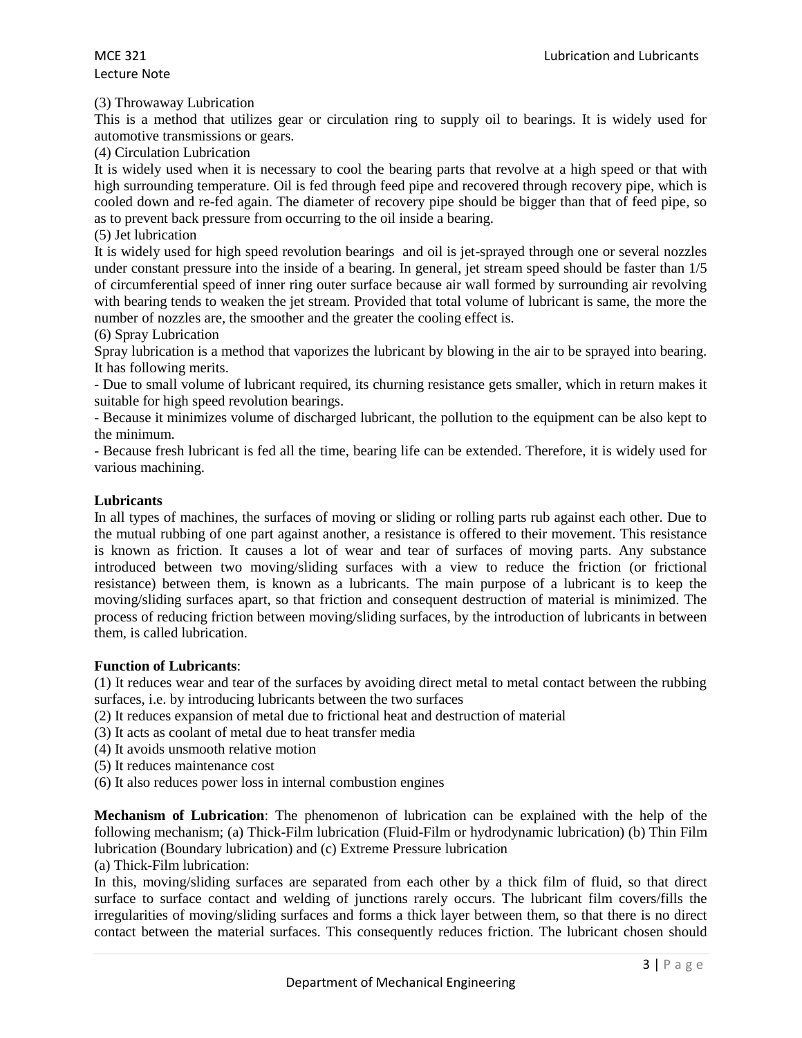(3) Throwaway Lubrication

This is a method that utilizes gear or circulation ring to supply oil to bearings. It is widely used for automotive transmissions or gears.

(4) Circulation Lubrication

It is widely used when it is necessary to cool the bearing parts that revolve at a high speed or that with high surrounding temperature. Oil is fed through feed pipe and recovered through recovery pipe, which is cooled down and re-fed again. The diameter of recovery pipe should be bigger than that of feed pipe, so as to prevent back pressure from occurring to the oil inside a bearing.

(5) Jet lubrication

It is widely used for high speed revolution bearings and oil is jet-sprayed through one or several nozzles under constant pressure into the inside of a bearing. In general, jet stream speed should be faster than 1/5 of circumferential speed of inner ring outer surface because air wall formed by surrounding air revolving with bearing tends to weaken the jet stream. Provided that total volume of lubricant is same, the more the number of nozzles are, the smoother and the greater the cooling effect is.

(6) Spray Lubrication

Spray lubrication is a method that vaporizes the lubricant by blowing in the air to be sprayed into bearing. It has following merits.

- Due to small volume of lubricant required, its churning resistance gets smaller, which in return makes it suitable for high speed revolution bearings.
- Because it minimizes volume of discharged lubricant, the pollution to the equipment can be also kept to the minimum.
- Because fresh lubricant is fed all the time, bearing life can be extended. Therefore, it is widely used for various machining.

**Lubricants**

In all types of machines, the surfaces of moving or sliding or rolling parts rub against each other. Due to the mutual rubbing of one part against another, a resistance is offered to their movement. This resistance is known as friction. It causes a lot of wear and tear of surfaces of moving parts. Any substance introduced between two moving/sliding surfaces with a view to reduce the friction (or frictional resistance) between them, is known as a lubricants. The main purpose of a lubricant is to keep the moving/sliding surfaces apart, so that friction and consequent destruction of material is minimized. The process of reducing friction between moving/sliding surfaces, by the introduction of lubricants in between them, is called lubrication.

**Function of Lubricants**:

(1) It reduces wear and tear of the surfaces by avoiding direct metal to metal contact between the rubbing surfaces, i.e. by introducing lubricants between the two surfaces

(2) It reduces expansion of metal due to frictional heat and destruction of material

(3) It acts as coolant of metal due to heat transfer media

(4) It avoids unsmooth relative motion

(5) It reduces maintenance cost

(6) It also reduces power loss in internal combustion engines

**Mechanism of Lubrication**: The phenomenon of lubrication can be explained with the help of the following mechanism; (a) Thick-Film lubrication (Fluid-Film or hydrodynamic lubrication) (b) Thin Film lubrication (Boundary lubrication) and (c) Extreme Pressure lubrication

(a) Thick-Film lubrication:

In this, moving/sliding surfaces are separated from each other by a thick film of fluid, so that direct surface to surface contact and welding of junctions rarely occurs. The lubricant film covers/fills the irregularities of moving/sliding surfaces and forms a thick layer between them, so that there is no direct contact between the material surfaces. This consequently reduces friction. The lubricant chosen should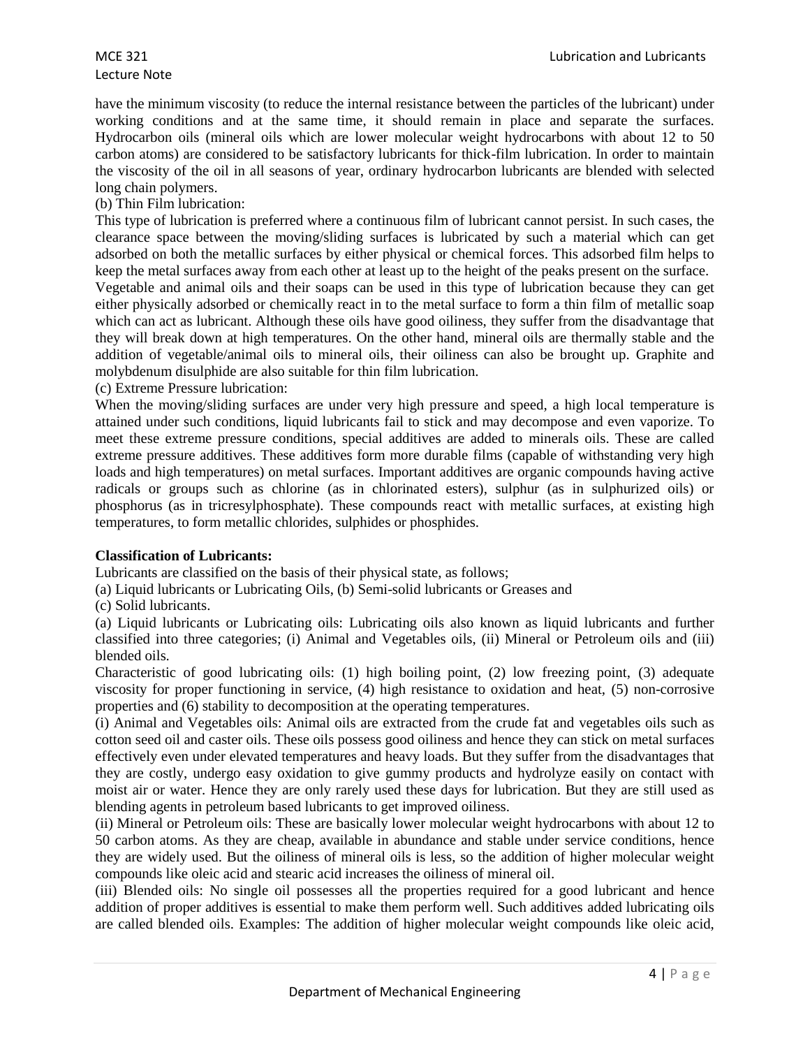have the minimum viscosity (to reduce the internal resistance between the particles of the lubricant) under working conditions and at the same time, it should remain in place and separate the surfaces. Hydrocarbon oils (mineral oils which are lower molecular weight hydrocarbons with about 12 to 50 carbon atoms) are considered to be satisfactory lubricants for thick-film lubrication. In order to maintain the viscosity of the oil in all seasons of year, ordinary hydrocarbon lubricants are blended with selected long chain polymers.

(b) Thin Film lubrication:

This type of lubrication is preferred where a continuous film of lubricant cannot persist. In such cases, the clearance space between the moving/sliding surfaces is lubricated by such a material which can get adsorbed on both the metallic surfaces by either physical or chemical forces. This adsorbed film helps to keep the metal surfaces away from each other at least up to the height of the peaks present on the surface.

Vegetable and animal oils and their soaps can be used in this type of lubrication because they can get either physically adsorbed or chemically react in to the metal surface to form a thin film of metallic soap which can act as lubricant. Although these oils have good oiliness, they suffer from the disadvantage that they will break down at high temperatures. On the other hand, mineral oils are thermally stable and the addition of vegetable/animal oils to mineral oils, their oiliness can also be brought up. Graphite and molybdenum disulphide are also suitable for thin film lubrication.

(c) Extreme Pressure lubrication:

When the moving/sliding surfaces are under very high pressure and speed, a high local temperature is attained under such conditions, liquid lubricants fail to stick and may decompose and even vaporize. To meet these extreme pressure conditions, special additives are added to minerals oils. These are called extreme pressure additives. These additives form more durable films (capable of withstanding very high loads and high temperatures) on metal surfaces. Important additives are organic compounds having active radicals or groups such as chlorine (as in chlorinated esters), sulphur (as in sulphurized oils) or phosphorus (as in tricresylphosphate). These compounds react with metallic surfaces, at existing high temperatures, to form metallic chlorides, sulphides or phosphides.

**Classification of Lubricants:**

Lubricants are classified on the basis of their physical state, as follows;

(a) Liquid lubricants or Lubricating Oils, (b) Semi-solid lubricants or Greases and

(c) Solid lubricants.

(a) Liquid lubricants or Lubricating oils: Lubricating oils also known as liquid lubricants and further classified into three categories; (i) Animal and Vegetables oils, (ii) Mineral or Petroleum oils and (iii) blended oils.

Characteristic of good lubricating oils: (1) high boiling point, (2) low freezing point, (3) adequate viscosity for proper functioning in service, (4) high resistance to oxidation and heat, (5) non-corrosive properties and (6) stability to decomposition at the operating temperatures.

(i) Animal and Vegetables oils: Animal oils are extracted from the crude fat and vegetables oils such as cotton seed oil and caster oils. These oils possess good oiliness and hence they can stick on metal surfaces effectively even under elevated temperatures and heavy loads. But they suffer from the disadvantages that they are costly, undergo easy oxidation to give gummy products and hydrolyze easily on contact with moist air or water. Hence they are only rarely used these days for lubrication. But they are still used as blending agents in petroleum based lubricants to get improved oiliness.

(ii) Mineral or Petroleum oils: These are basically lower molecular weight hydrocarbons with about 12 to 50 carbon atoms. As they are cheap, available in abundance and stable under service conditions, hence they are widely used. But the oiliness of mineral oils is less, so the addition of higher molecular weight compounds like oleic acid and stearic acid increases the oiliness of mineral oil.

(iii) Blended oils: No single oil possesses all the properties required for a good lubricant and hence addition of proper additives is essential to make them perform well. Such additives added lubricating oils are called blended oils. Examples: The addition of higher molecular weight compounds like oleic acid,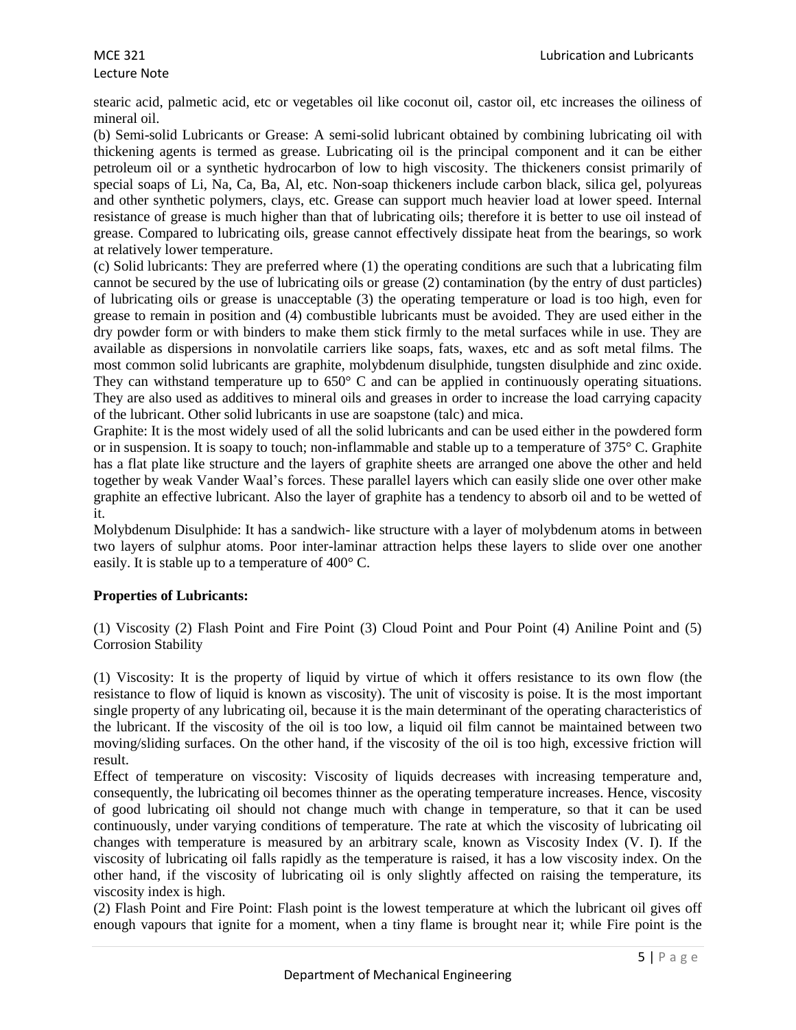stearic acid, palmetic acid, etc or vegetables oil like coconut oil, castor oil, etc increases the oiliness of mineral oil.

(b) Semi-solid Lubricants or Grease: A semi-solid lubricant obtained by combining lubricating oil with thickening agents is termed as grease. Lubricating oil is the principal component and it can be either petroleum oil or a synthetic hydrocarbon of low to high viscosity. The thickeners consist primarily of special soaps of Li, Na, Ca, Ba, Al, etc. Non-soap thickeners include carbon black, silica gel, polyureas and other synthetic polymers, clays, etc. Grease can support much heavier load at lower speed. Internal resistance of grease is much higher than that of lubricating oils; therefore it is better to use oil instead of grease. Compared to lubricating oils, grease cannot effectively dissipate heat from the bearings, so work at relatively lower temperature.

(c) Solid lubricants: They are preferred where (1) the operating conditions are such that a lubricating film cannot be secured by the use of lubricating oils or grease (2) contamination (by the entry of dust particles) of lubricating oils or grease is unacceptable (3) the operating temperature or load is too high, even for grease to remain in position and (4) combustible lubricants must be avoided. They are used either in the dry powder form or with binders to make them stick firmly to the metal surfaces while in use. They are available as dispersions in nonvolatile carriers like soaps, fats, waxes, etc and as soft metal films. The most common solid lubricants are graphite, molybdenum disulphide, tungsten disulphide and zinc oxide. They can withstand temperature up to 650° C and can be applied in continuously operating situations. They are also used as additives to mineral oils and greases in order to increase the load carrying capacity of the lubricant. Other solid lubricants in use are soapstone (talc) and mica.

Graphite: It is the most widely used of all the solid lubricants and can be used either in the powdered form or in suspension. It is soapy to touch; non-inflammable and stable up to a temperature of 375° C. Graphite has a flat plate like structure and the layers of graphite sheets are arranged one above the other and held together by weak Vander Waal's forces. These parallel layers which can easily slide one over other make graphite an effective lubricant. Also the layer of graphite has a tendency to absorb oil and to be wetted of it.

Molybdenum Disulphide: It has a sandwich- like structure with a layer of molybdenum atoms in between two layers of sulphur atoms. Poor inter-laminar attraction helps these layers to slide over one another easily. It is stable up to a temperature of 400° C.

**Properties of Lubricants:**

(1) Viscosity (2) Flash Point and Fire Point (3) Cloud Point and Pour Point (4) Aniline Point and (5) Corrosion Stability

(1) Viscosity: It is the property of liquid by virtue of which it offers resistance to its own flow (the resistance to flow of liquid is known as viscosity). The unit of viscosity is poise. It is the most important single property of any lubricating oil, because it is the main determinant of the operating characteristics of the lubricant. If the viscosity of the oil is too low, a liquid oil film cannot be maintained between two moving/sliding surfaces. On the other hand, if the viscosity of the oil is too high, excessive friction will result.

Effect of temperature on viscosity: Viscosity of liquids decreases with increasing temperature and, consequently, the lubricating oil becomes thinner as the operating temperature increases. Hence, viscosity of good lubricating oil should not change much with change in temperature, so that it can be used continuously, under varying conditions of temperature. The rate at which the viscosity of lubricating oil changes with temperature is measured by an arbitrary scale, known as Viscosity Index (V. I). If the viscosity of lubricating oil falls rapidly as the temperature is raised, it has a low viscosity index. On the other hand, if the viscosity of lubricating oil is only slightly affected on raising the temperature, its viscosity index is high.

(2) Flash Point and Fire Point: Flash point is the lowest temperature at which the lubricant oil gives off enough vapours that ignite for a moment, when a tiny flame is brought near it; while Fire point is the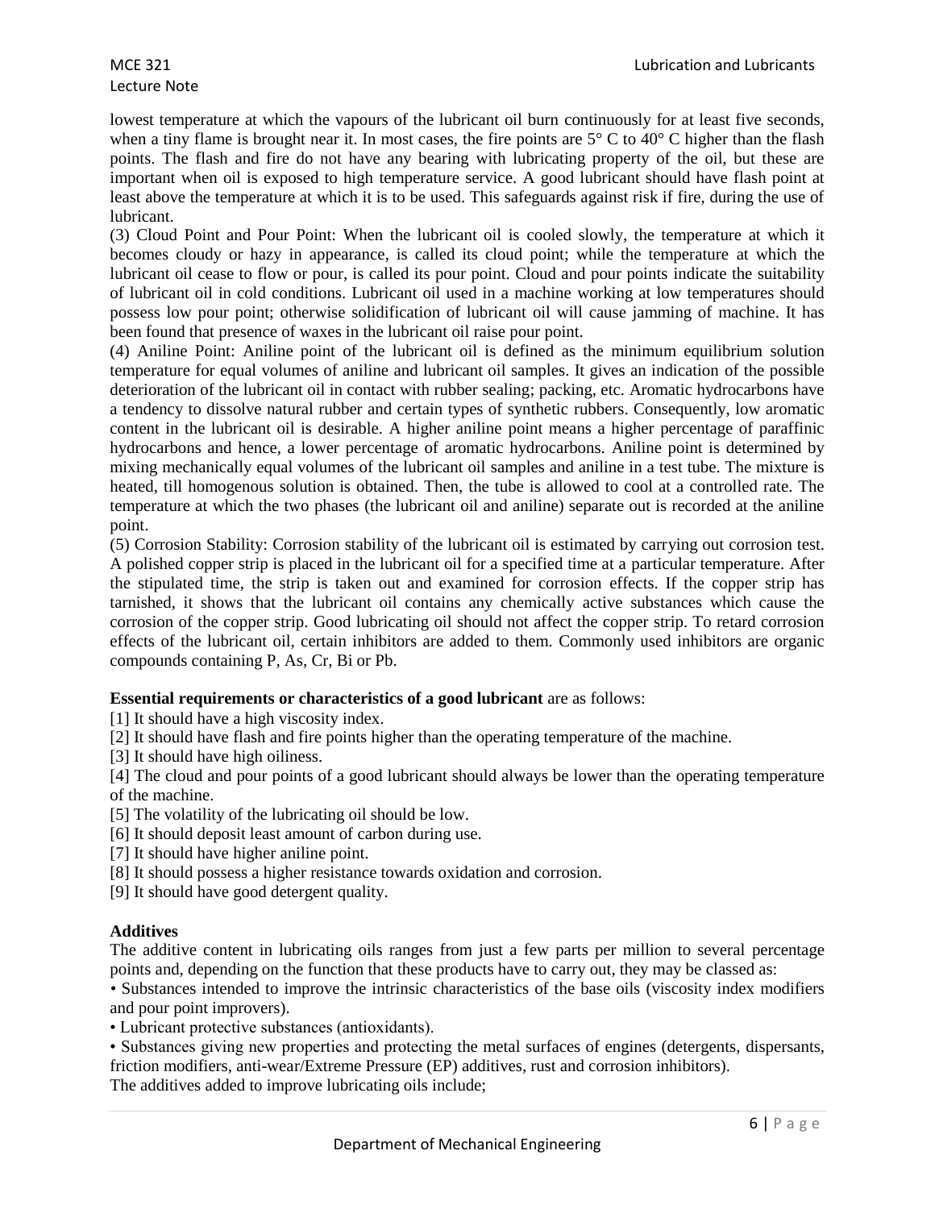lowest temperature at which the vapours of the lubricant oil burn continuously for at least five seconds, when a tiny flame is brought near it. In most cases, the fire points are 5° C to 40° C higher than the flash points. The flash and fire do not have any bearing with lubricating property of the oil, but these are important when oil is exposed to high temperature service. A good lubricant should have flash point at least above the temperature at which it is to be used. This safeguards against risk if fire, during the use of lubricant.

(3) Cloud Point and Pour Point: When the lubricant oil is cooled slowly, the temperature at which it becomes cloudy or hazy in appearance, is called its cloud point; while the temperature at which the lubricant oil cease to flow or pour, is called its pour point. Cloud and pour points indicate the suitability of lubricant oil in cold conditions. Lubricant oil used in a machine working at low temperatures should possess low pour point; otherwise solidification of lubricant oil will cause jamming of machine. It has been found that presence of waxes in the lubricant oil raise pour point.

(4) Aniline Point: Aniline point of the lubricant oil is defined as the minimum equilibrium solution temperature for equal volumes of aniline and lubricant oil samples. It gives an indication of the possible deterioration of the lubricant oil in contact with rubber sealing; packing, etc. Aromatic hydrocarbons have a tendency to dissolve natural rubber and certain types of synthetic rubbers. Consequently, low aromatic content in the lubricant oil is desirable. A higher aniline point means a higher percentage of paraffinic hydrocarbons and hence, a lower percentage of aromatic hydrocarbons. Aniline point is determined by mixing mechanically equal volumes of the lubricant oil samples and aniline in a test tube. The mixture is heated, till homogenous solution is obtained. Then, the tube is allowed to cool at a controlled rate. The temperature at which the two phases (the lubricant oil and aniline) separate out is recorded at the aniline point.

(5) Corrosion Stability: Corrosion stability of the lubricant oil is estimated by carrying out corrosion test. A polished copper strip is placed in the lubricant oil for a specified time at a particular temperature. After the stipulated time, the strip is taken out and examined for corrosion effects. If the copper strip has tarnished, it shows that the lubricant oil contains any chemically active substances which cause the corrosion of the copper strip. Good lubricating oil should not affect the copper strip. To retard corrosion effects of the lubricant oil, certain inhibitors are added to them. Commonly used inhibitors are organic compounds containing P, As, Cr, Bi or Pb.

**Essential requirements or characteristics of a good lubricant** are as follows:

[1] It should have a high viscosity index.

[2] It should have flash and fire points higher than the operating temperature of the machine.

[3] It should have high oiliness.

[4] The cloud and pour points of a good lubricant should always be lower than the operating temperature of the machine.

[5] The volatility of the lubricating oil should be low.

[6] It should deposit least amount of carbon during use.

[7] It should have higher aniline point.

[8] It should possess a higher resistance towards oxidation and corrosion.

[9] It should have good detergent quality.

**Additives**

The additive content in lubricating oils ranges from just a few parts per million to several percentage points and, depending on the function that these products have to carry out, they may be classed as:

- Substances intended to improve the intrinsic characteristics of the base oils (viscosity index modifiers and pour point improvers).
- Lubricant protective substances (antioxidants).
- Substances giving new properties and protecting the metal surfaces of engines (detergents, dispersants, friction modifiers, anti-wear/Extreme Pressure (EP) additives, rust and corrosion inhibitors).

The additives added to improve lubricating oils include;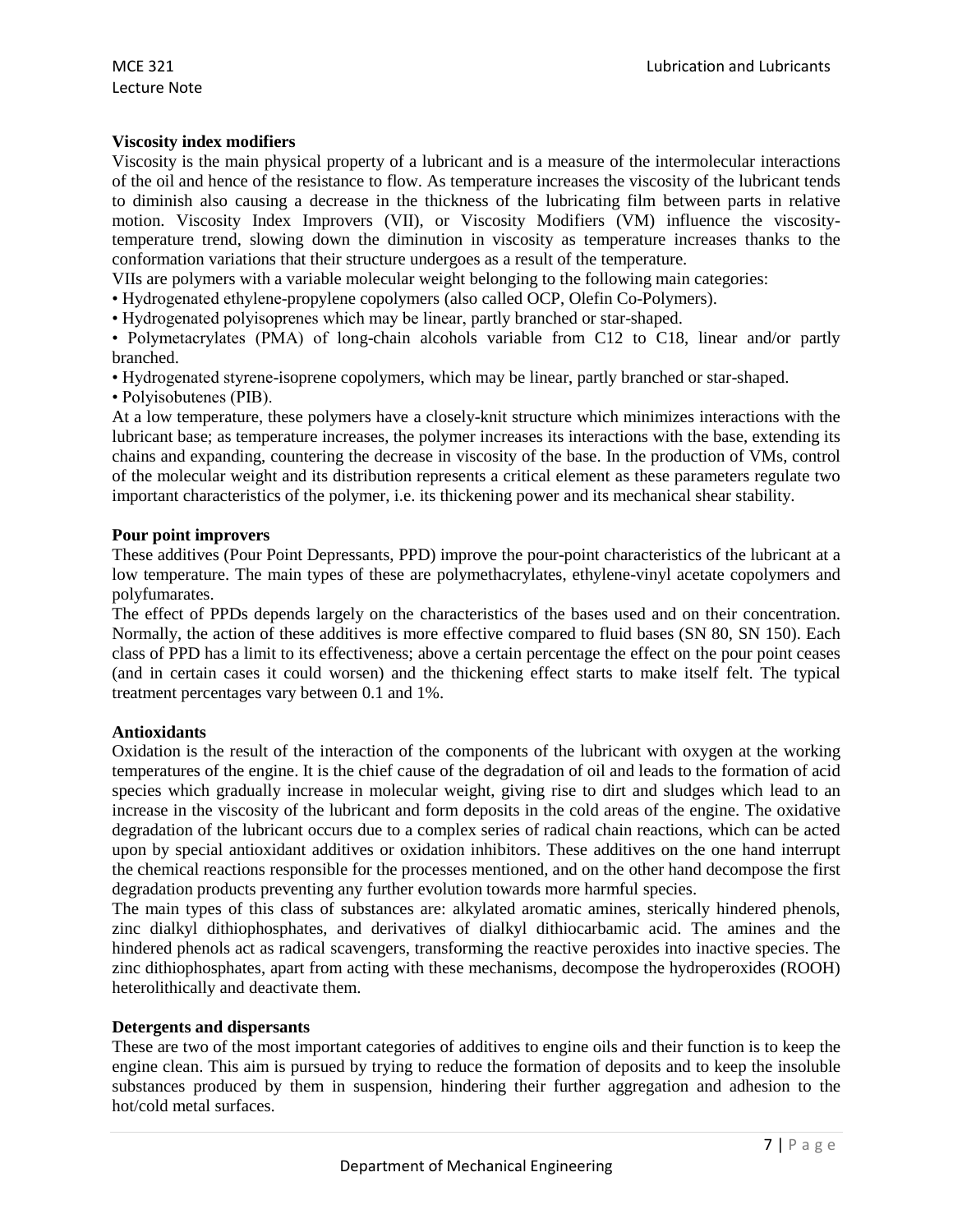### Viscosity index modifiers

Viscosity is the main physical property of a lubricant and is a measure of the intermolecular interactions of the oil and hence of the resistance to flow. As temperature increases the viscosity of the lubricant tends to diminish also causing a decrease in the thickness of the lubricating film between parts in relative motion. Viscosity Index Improvers (VII), or Viscosity Modifiers (VM) influence the viscosity-temperature trend, slowing down the diminution in viscosity as temperature increases thanks to the conformation variations that their structure undergoes as a result of the temperature.

VIIs are polymers with a variable molecular weight belonging to the following main categories:

- Hydrogenated ethylene-propylene copolymers (also called OCP, Olefin Co-Polymers).
- Hydrogenated polyisoprenes which may be linear, partly branched or star-shaped.
- Polymetacrylates (PMA) of long-chain alcohols variable from C12 to C18, linear and/or partly branched.
- Hydrogenated styrene-isoprene copolymers, which may be linear, partly branched or star-shaped.
- Polyisobutenes (PIB).

At a low temperature, these polymers have a closely-knit structure which minimizes interactions with the lubricant base; as temperature increases, the polymer increases its interactions with the base, extending its chains and expanding, countering the decrease in viscosity of the base. In the production of VMs, control of the molecular weight and its distribution represents a critical element as these parameters regulate two important characteristics of the polymer, i.e. its thickening power and its mechanical shear stability.

### Pour point improvers

These additives (Pour Point Depressants, PPD) improve the pour-point characteristics of the lubricant at a low temperature. The main types of these are polymethacrylates, ethylene-vinyl acetate copolymers and polyfumarates.

The effect of PPDs depends largely on the characteristics of the bases used and on their concentration. Normally, the action of these additives is more effective compared to fluid bases (SN 80, SN 150). Each class of PPD has a limit to its effectiveness; above a certain percentage the effect on the pour point ceases (and in certain cases it could worsen) and the thickening effect starts to make itself felt. The typical treatment percentages vary between 0.1 and 1%.

### Antioxidants

Oxidation is the result of the interaction of the components of the lubricant with oxygen at the working temperatures of the engine. It is the chief cause of the degradation of oil and leads to the formation of acid species which gradually increase in molecular weight, giving rise to dirt and sludges which lead to an increase in the viscosity of the lubricant and form deposits in the cold areas of the engine. The oxidative degradation of the lubricant occurs due to a complex series of radical chain reactions, which can be acted upon by special antioxidant additives or oxidation inhibitors. These additives on the one hand interrupt the chemical reactions responsible for the processes mentioned, and on the other hand decompose the first degradation products preventing any further evolution towards more harmful species.

The main types of this class of substances are: alkylated aromatic amines, sterically hindered phenols, zinc dialkyl dithiophosphates, and derivatives of dialkyl dithiocarbamic acid. The amines and the hindered phenols act as radical scavengers, transforming the reactive peroxides into inactive species. The zinc dithiophosphates, apart from acting with these mechanisms, decompose the hydroperoxides (ROOH) heterolithically and deactivate them.

### Detergents and dispersants

These are two of the most important categories of additives to engine oils and their function is to keep the engine clean. This aim is pursued by trying to reduce the formation of deposits and to keep the insoluble substances produced by them in suspension, hindering their further aggregation and adhesion to the hot/cold metal surfaces.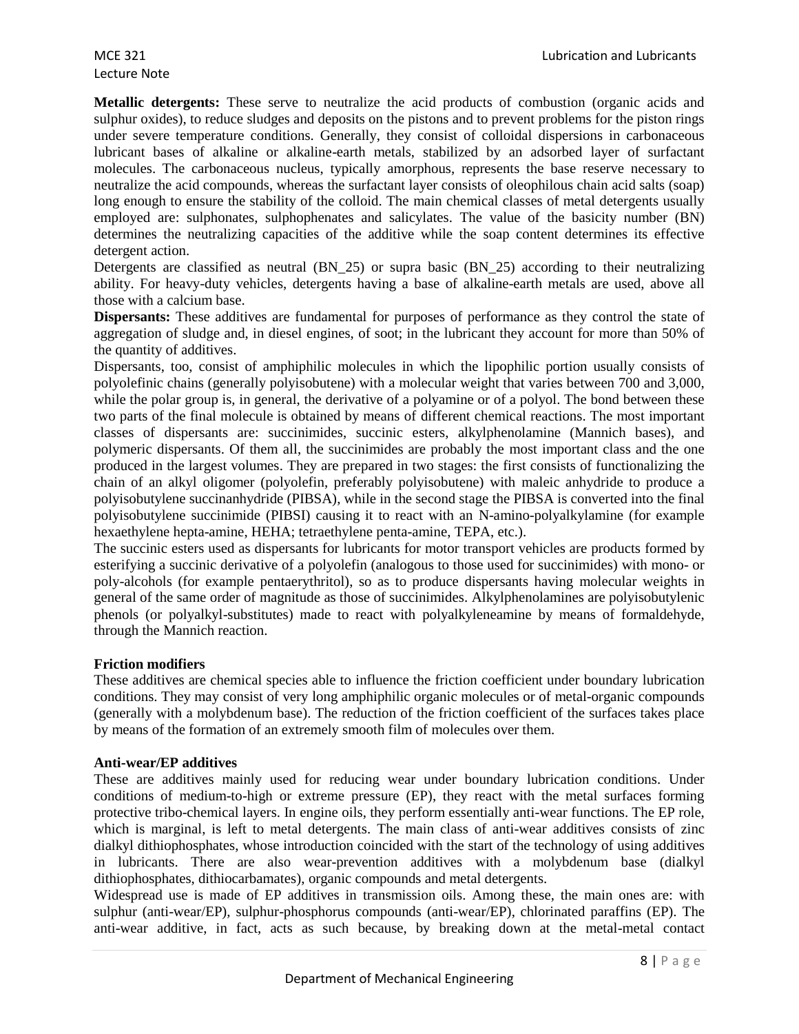**Metallic detergents:** These serve to neutralize the acid products of combustion (organic acids and sulphur oxides), to reduce sludges and deposits on the pistons and to prevent problems for the piston rings under severe temperature conditions. Generally, they consist of colloidal dispersions in carbonaceous lubricant bases of alkaline or alkaline-earth metals, stabilized by an adsorbed layer of surfactant molecules. The carbonaceous nucleus, typically amorphous, represents the base reserve necessary to neutralize the acid compounds, whereas the surfactant layer consists of oleophilous chain acid salts (soap) long enough to ensure the stability of the colloid. The main chemical classes of metal detergents usually employed are: sulphonates, sulphophenates and salicylates. The value of the basicity number (BN) determines the neutralizing capacities of the additive while the soap content determines its effective detergent action.

Detergents are classified as neutral (BN_25) or supra basic (BN_25) according to their neutralizing ability. For heavy-duty vehicles, detergents having a base of alkaline-earth metals are used, above all those with a calcium base.

**Dispersants:** These additives are fundamental for purposes of performance as they control the state of aggregation of sludge and, in diesel engines, of soot; in the lubricant they account for more than 50% of the quantity of additives.

Dispersants, too, consist of amphiphilic molecules in which the lipophilic portion usually consists of polyolefinic chains (generally polyisobutene) with a molecular weight that varies between 700 and 3,000, while the polar group is, in general, the derivative of a polyamine or of a polyol. The bond between these two parts of the final molecule is obtained by means of different chemical reactions. The most important classes of dispersants are: succinimides, succinic esters, alkylphenolamine (Mannich bases), and polymeric dispersants. Of them all, the succinimides are probably the most important class and the one produced in the largest volumes. They are prepared in two stages: the first consists of functionalizing the chain of an alkyl oligomer (polyolefin, preferably polyisobutene) with maleic anhydride to produce a polyisobutylene succinanhydride (PIBSA), while in the second stage the PIBSA is converted into the final polyisobutylene succinimide (PIBSI) causing it to react with an N-amino-polyalkylamine (for example hexaethylene hepta-amine, HEHA; tetraethylene penta-amine, TEPA, etc.).

The succinic esters used as dispersants for lubricants for motor transport vehicles are products formed by esterifying a succinic derivative of a polyolefin (analogous to those used for succinimides) with mono- or poly-alcohols (for example pentaerythritol), so as to produce dispersants having molecular weights in general of the same order of magnitude as those of succinimides. Alkylphenolamines are polyisobutylenic phenols (or polyalkyl-substitutes) made to react with polyalkyleneamine by means of formaldehyde, through the Mannich reaction.

**Friction modifiers**

These additives are chemical species able to influence the friction coefficient under boundary lubrication conditions. They may consist of very long amphiphilic organic molecules or of metal-organic compounds (generally with a molybdenum base). The reduction of the friction coefficient of the surfaces takes place by means of the formation of an extremely smooth film of molecules over them.

**Anti-wear/EP additives**

These are additives mainly used for reducing wear under boundary lubrication conditions. Under conditions of medium-to-high or extreme pressure (EP), they react with the metal surfaces forming protective tribo-chemical layers. In engine oils, they perform essentially anti-wear functions. The EP role, which is marginal, is left to metal detergents. The main class of anti-wear additives consists of zinc dialkyl dithiophosphates, whose introduction coincided with the start of the technology of using additives in lubricants. There are also wear-prevention additives with a molybdenum base (dialkyl dithiophosphates, dithiocarbamates), organic compounds and metal detergents.

Widespread use is made of EP additives in transmission oils. Among these, the main ones are: with sulphur (anti-wear/EP), sulphur-phosphorus compounds (anti-wear/EP), chlorinated paraffins (EP). The anti-wear additive, in fact, acts as such because, by breaking down at the metal-metal contact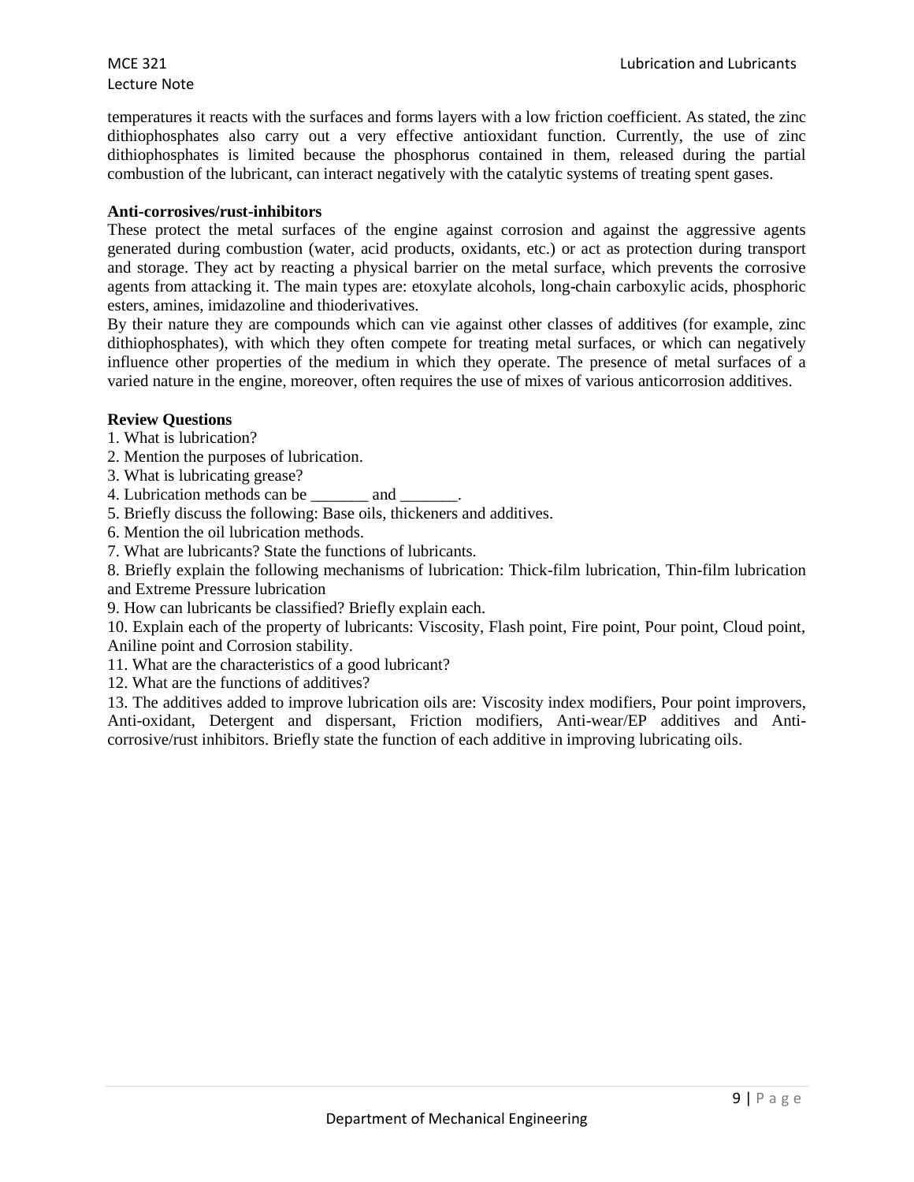temperatures it reacts with the surfaces and forms layers with a low friction coefficient. As stated, the zinc dithiophosphates also carry out a very effective antioxidant function. Currently, the use of zinc dithiophosphates is limited because the phosphorus contained in them, released during the partial combustion of the lubricant, can interact negatively with the catalytic systems of treating spent gases.

**Anti-corrosives/rust-inhibitors**

These protect the metal surfaces of the engine against corrosion and against the aggressive agents generated during combustion (water, acid products, oxidants, etc.) or act as protection during transport and storage. They act by reacting a physical barrier on the metal surface, which prevents the corrosive agents from attacking it. The main types are: etoxylate alcohols, long-chain carboxylic acids, phosphoric esters, amines, imidazoline and thioderivatives.

By their nature they are compounds which can vie against other classes of additives (for example, zinc dithiophosphates), with which they often compete for treating metal surfaces, or which can negatively influence other properties of the medium in which they operate. The presence of metal surfaces of a varied nature in the engine, moreover, often requires the use of mixes of various anticorrosion additives.

**Review Questions**

1. What is lubrication?
2. Mention the purposes of lubrication.
3. What is lubricating grease?
4. Lubrication methods can be _______ and _______.
5. Briefly discuss the following: Base oils, thickeners and additives.
6. Mention the oil lubrication methods.
7. What are lubricants? State the functions of lubricants.
8. Briefly explain the following mechanisms of lubrication: Thick-film lubrication, Thin-film lubrication and Extreme Pressure lubrication
9. How can lubricants be classified? Briefly explain each.
10. Explain each of the property of lubricants: Viscosity, Flash point, Fire point, Pour point, Cloud point, Aniline point and Corrosion stability.
11. What are the characteristics of a good lubricant?
12. What are the functions of additives?
13. The additives added to improve lubrication oils are: Viscosity index modifiers, Pour point improvers, Anti-oxidant, Detergent and dispersant, Friction modifiers, Anti-wear/EP additives and Anti-corrosive/rust inhibitors. Briefly state the function of each additive in improving lubricating oils.